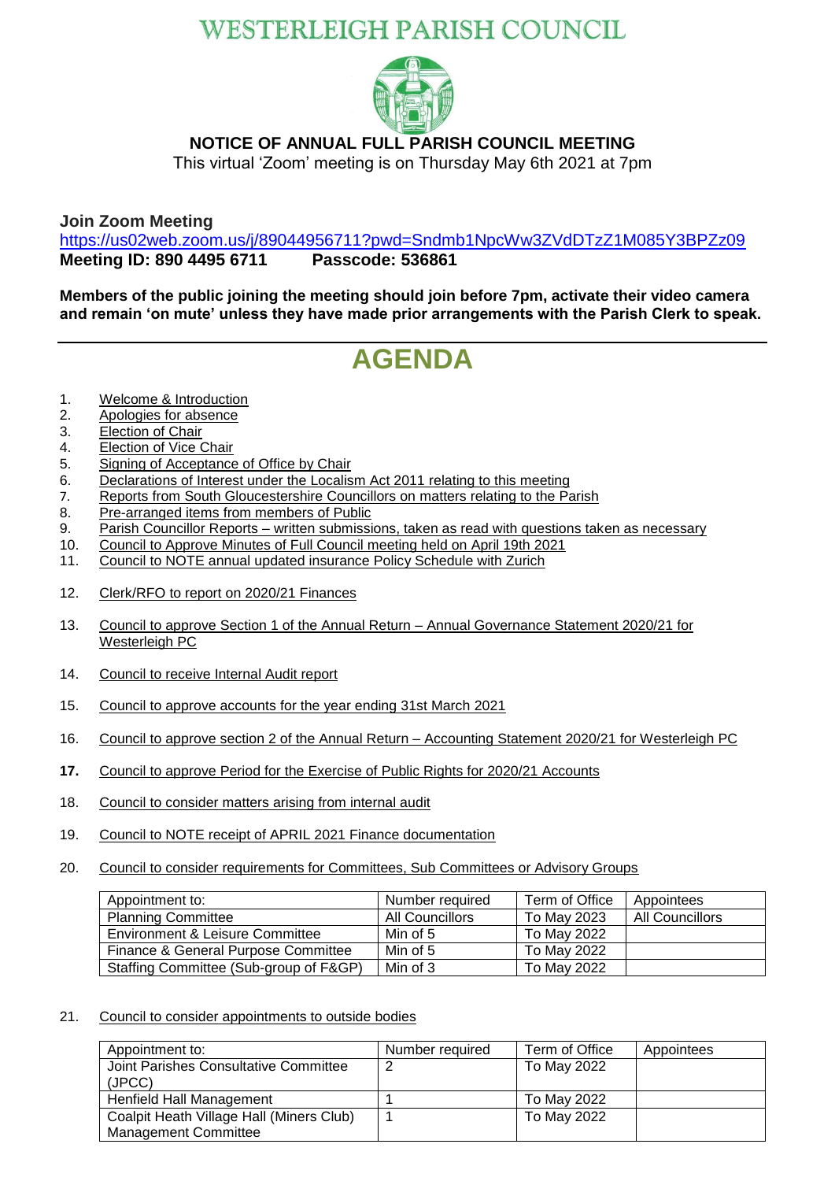# WESTERLEIGH PARISH COUNCIL

## NOTICE OF ANNUAL FULL PARISH COUNCIL MEETING

This virtual 'Zoom' meeting is on Thursday May 6th 2021 at 7pm

**Join Zoom Meeting**

https://us02web.zoom.us/j/89044956711?pwd=Sndmb1NpcWw3ZVdDTzZ1M085Y3BPZz09

**Meeting ID: 890 4495 6711 Passcode: 536861**

**Members of the public joining the meeting should join before 7pm, activate their video camera and remain 'on mute' unless they have made prior arrangements with the Parish Clerk to speak.**

# AGENDA

1. Welcome & Introduction
2. Apologies for absence
3. Election of Chair
4. Election of Vice Chair
5. Signing of Acceptance of Office by Chair
6. Declarations of Interest under the Localism Act 2011 relating to this meeting
7. Reports from South Gloucestershire Councillors on matters relating to the Parish
8. Pre-arranged items from members of Public
9. Parish Councillor Reports – written submissions, taken as read with questions taken as necessary
10. Council to Approve Minutes of Full Council meeting held on April 19th 2021
11. Council to NOTE annual updated insurance Policy Schedule with Zurich
12. Clerk/RFO to report on 2020/21 Finances
13. Council to approve Section 1 of the Annual Return – Annual Governance Statement 2020/21 for Westerleigh PC
14. Council to receive Internal Audit report
15. Council to approve accounts for the year ending 31st March 2021
16. Council to approve section 2 of the Annual Return – Accounting Statement 2020/21 for Westerleigh PC
17. Council to approve Period for the Exercise of Public Rights for 2020/21 Accounts
18. Council to consider matters arising from internal audit
19. Council to NOTE receipt of APRIL 2021 Finance documentation
20. Council to consider requirements for Committees, Sub Committees or Advisory Groups

| Appointment to: | Number required | Term of Office | Appointees |
|---|---|---|---|
| Planning Committee | All Councillors | To May 2023 | All Councillors |
| Environment & Leisure Committee | Min of 5 | To May 2022 | |
| Finance & General Purpose Committee | Min of 5 | To May 2022 | |
| Staffing Committee (Sub-group of F&GP) | Min of 3 | To May 2022 | |

21. Council to consider appointments to outside bodies

| Appointment to: | Number required | Term of Office | Appointees |
|---|---|---|---|
| Joint Parishes Consultative Committee (JPCC) | 2 | To May 2022 | |
| Henfield Hall Management | 1 | To May 2022 | |
| Coalpit Heath Village Hall (Miners Club) Management Committee | 1 | To May 2022 | |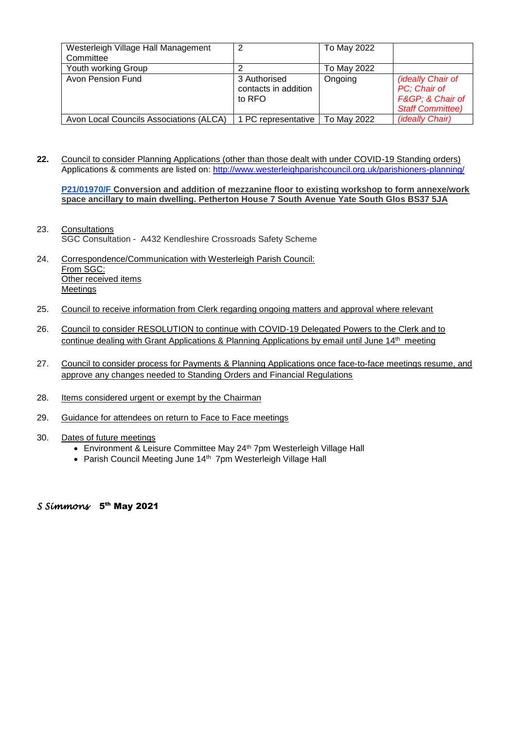| | | | |
|---|---|---|---|
| Westerleigh Village Hall Management Committee | 2 | To May 2022 | |
| Youth working Group | 2 | To May 2022 | |
| Avon Pension Fund | 3 Authorised contacts in addition to RFO | Ongoing | *(ideally Chair of PC; Chair of F&GP; & Chair of Staff Committee)* |
| Avon Local Councils Associations (ALCA) | 1 PC representative | To May 2022 | *(ideally Chair)* |

**22.** Council to consider Planning Applications (other than those dealt with under COVID-19 Standing orders)
Applications & comments are listed on: http://www.westerleighparishcouncil.org.uk/parishioners-planning/

**P21/01970/F Conversion and addition of mezzanine floor to existing workshop to form annexe/work space ancillary to main dwelling. Petherton House 7 South Avenue Yate South Glos BS37 5JA**

23. Consultations
SGC Consultation - A432 Kendleshire Crossroads Safety Scheme

24. Correspondence/Communication with Westerleigh Parish Council:
From SGC:
Other received items
Meetings

25. Council to receive information from Clerk regarding ongoing matters and approval where relevant

26. Council to consider RESOLUTION to continue with COVID-19 Delegated Powers to the Clerk and to continue dealing with Grant Applications & Planning Applications by email until June 14th meeting

27. Council to consider process for Payments & Planning Applications once face-to-face meetings resume, and approve any changes needed to Standing Orders and Financial Regulations

28. Items considered urgent or exempt by the Chairman

29. Guidance for attendees on return to Face to Face meetings

30. Dates of future meetings
- Environment & Leisure Committee May 24th 7pm Westerleigh Village Hall
- Parish Council Meeting June 14th 7pm Westerleigh Village Hall

*S Simmons* **5th May 2021**